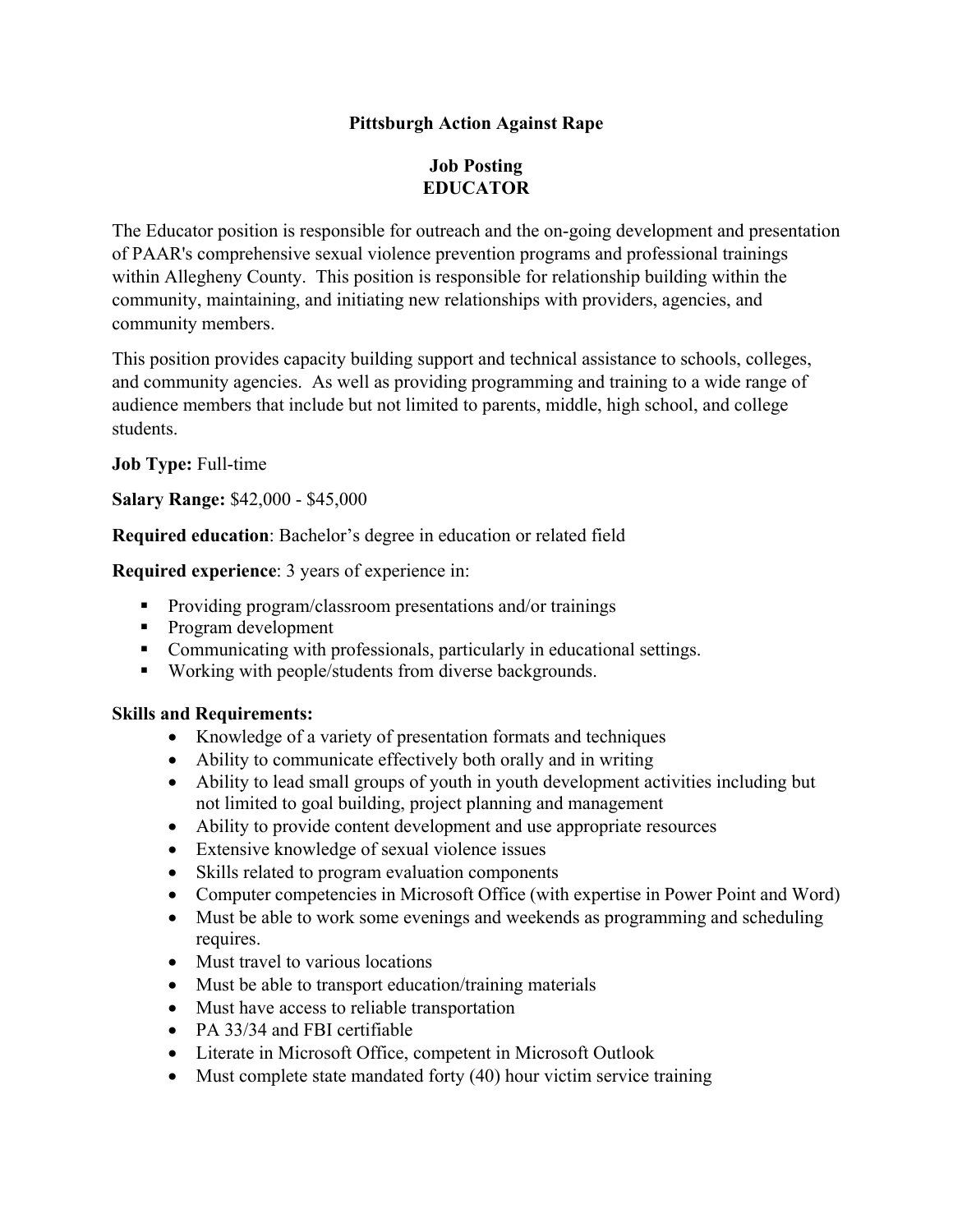**Pittsburgh Action Against Rape**

**Job Posting**
**EDUCATOR**

The Educator position is responsible for outreach and the on-going development and presentation of PAAR's comprehensive sexual violence prevention programs and professional trainings within Allegheny County. This position is responsible for relationship building within the community, maintaining, and initiating new relationships with providers, agencies, and community members.

This position provides capacity building support and technical assistance to schools, colleges, and community agencies. As well as providing programming and training to a wide range of audience members that include but not limited to parents, middle, high school, and college students.

**Job Type:** Full-time

**Salary Range:** $42,000 - $45,000

**Required education**: Bachelor's degree in education or related field

**Required experience**: 3 years of experience in:

- Providing program/classroom presentations and/or trainings
- Program development
- Communicating with professionals, particularly in educational settings.
- Working with people/students from diverse backgrounds.

**Skills and Requirements:**

- Knowledge of a variety of presentation formats and techniques
- Ability to communicate effectively both orally and in writing
- Ability to lead small groups of youth in youth development activities including but not limited to goal building, project planning and management
- Ability to provide content development and use appropriate resources
- Extensive knowledge of sexual violence issues
- Skills related to program evaluation components
- Computer competencies in Microsoft Office (with expertise in Power Point and Word)
- Must be able to work some evenings and weekends as programming and scheduling requires.
- Must travel to various locations
- Must be able to transport education/training materials
- Must have access to reliable transportation
- PA 33/34 and FBI certifiable
- Literate in Microsoft Office, competent in Microsoft Outlook
- Must complete state mandated forty (40) hour victim service training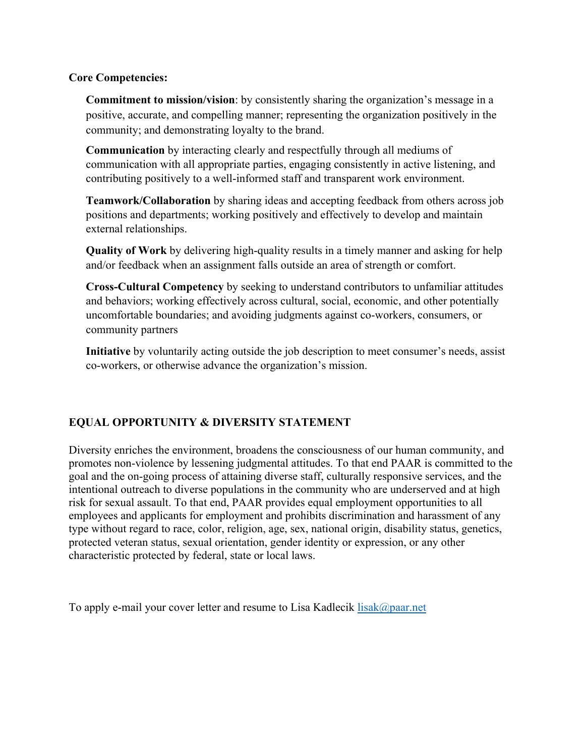**Core Competencies:**

**Commitment to mission/vision**: by consistently sharing the organization's message in a positive, accurate, and compelling manner; representing the organization positively in the community; and demonstrating loyalty to the brand.

**Communication** by interacting clearly and respectfully through all mediums of communication with all appropriate parties, engaging consistently in active listening, and contributing positively to a well-informed staff and transparent work environment.

**Teamwork/Collaboration** by sharing ideas and accepting feedback from others across job positions and departments; working positively and effectively to develop and maintain external relationships.

**Quality of Work** by delivering high-quality results in a timely manner and asking for help and/or feedback when an assignment falls outside an area of strength or comfort.

**Cross-Cultural Competency** by seeking to understand contributors to unfamiliar attitudes and behaviors; working effectively across cultural, social, economic, and other potentially uncomfortable boundaries; and avoiding judgments against co-workers, consumers, or community partners

**Initiative** by voluntarily acting outside the job description to meet consumer's needs, assist co-workers, or otherwise advance the organization's mission.

## EQUAL OPPORTUNITY & DIVERSITY STATEMENT

Diversity enriches the environment, broadens the consciousness of our human community, and promotes non-violence by lessening judgmental attitudes. To that end PAAR is committed to the goal and the on-going process of attaining diverse staff, culturally responsive services, and the intentional outreach to diverse populations in the community who are underserved and at high risk for sexual assault. To that end, PAAR provides equal employment opportunities to all employees and applicants for employment and prohibits discrimination and harassment of any type without regard to race, color, religion, age, sex, national origin, disability status, genetics, protected veteran status, sexual orientation, gender identity or expression, or any other characteristic protected by federal, state or local laws.

To apply e-mail your cover letter and resume to Lisa Kadlecik lisak@paar.net